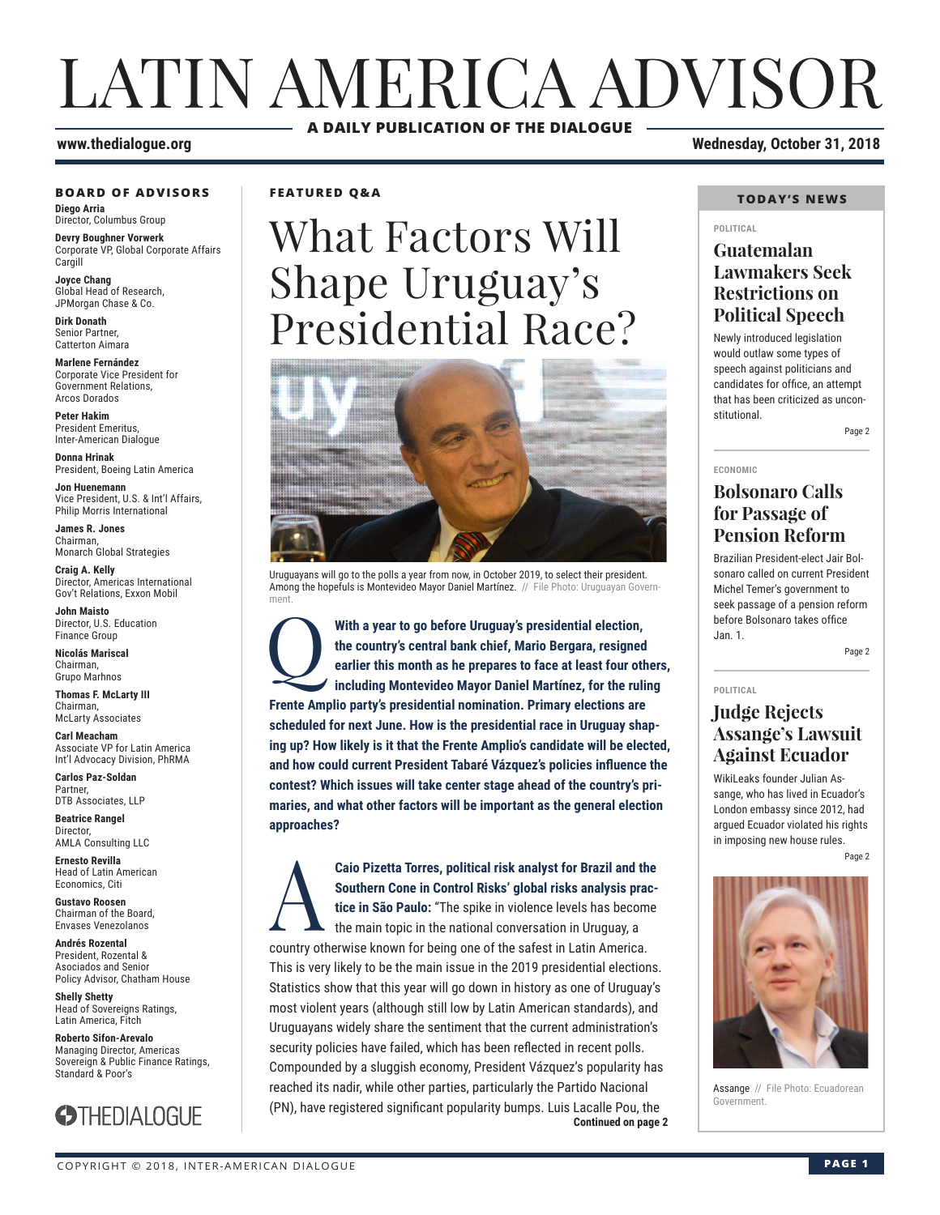# LATIN AMERICA ADVISOR

**A DAILY PUBLICATION OF THE DIALOGUE**

www.thedialogue.org

Wednesday, October 31, 2018

## BOARD OF ADVISORS

**Diego Arria**
Director, Columbus Group

**Devry Boughner Vorwerk**
Corporate VP, Global Corporate Affairs
Cargill

**Joyce Chang**
Global Head of Research,
JPMorgan Chase & Co.

**Dirk Donath**
Senior Partner,
Catterton Aimara

**Marlene Fernández**
Corporate Vice President for Government Relations,
Arcos Dorados

**Peter Hakim**
President Emeritus,
Inter-American Dialogue

**Donna Hrinak**
President, Boeing Latin America

**Jon Huenemann**
Vice President, U.S. & Int'l Affairs,
Philip Morris International

**James R. Jones**
Chairman,
Monarch Global Strategies

**Craig A. Kelly**
Director, Americas International Gov't Relations, Exxon Mobil

**John Maisto**
Director, U.S. Education Finance Group

**Nicolás Mariscal**
Chairman,
Grupo Marhnos

**Thomas F. McLarty III**
Chairman,
McLarty Associates

**Carl Meacham**
Associate VP for Latin America Int'l Advocacy Division, PhRMA

**Carlos Paz-Soldan**
Partner,
DTB Associates, LLP

**Beatrice Rangel**
Director,
AMLA Consulting LLC

**Ernesto Revilla**
Head of Latin American Economics, Citi

**Gustavo Roosen**
Chairman of the Board,
Envases Venezolanos

**Andrés Rozental**
President, Rozental & Asociados and Senior Policy Advisor, Chatham House

**Shelly Shetty**
Head of Sovereigns Ratings, Latin America, Fitch

**Roberto Sifon-Arevalo**
Managing Director, Americas Sovereign & Public Finance Ratings, Standard & Poor's

THEDIALOGUE

**FEATURED Q&A**

# What Factors Will Shape Uruguay's Presidential Race?

Uruguayans will go to the polls a year from now, in October 2019, to select their president. Among the hopefuls is Montevideo Mayor Daniel Martínez. // File Photo: Uruguayan Government.

**Q With a year to go before Uruguay's presidential election, the country's central bank chief, Mario Bergara, resigned earlier this month as he prepares to face at least four others, including Montevideo Mayor Daniel Martínez, for the ruling Frente Amplio party's presidential nomination. Primary elections are scheduled for next June. How is the presidential race in Uruguay shaping up? How likely is it that the Frente Amplio's candidate will be elected, and how could current President Tabaré Vázquez's policies influence the contest? Which issues will take center stage ahead of the country's primaries, and what other factors will be important as the general election approaches?**

**A Caio Pizetta Torres, political risk analyst for Brazil and the Southern Cone in Control Risks' global risks analysis practice in São Paulo:** "The spike in violence levels has become the main topic in the national conversation in Uruguay, a country otherwise known for being one of the safest in Latin America. This is very likely to be the main issue in the 2019 presidential elections. Statistics show that this year will go down in history as one of Uruguay's most violent years (although still low by Latin American standards), and Uruguayans widely share the sentiment that the current administration's security policies have failed, which has been reflected in recent polls. Compounded by a sluggish economy, President Vázquez's popularity has reached its nadir, while other parties, particularly the Partido Nacional (PN), have registered significant popularity bumps. Luis Lacalle Pou, the

**Continued on page 2**

## TODAY'S NEWS

**POLITICAL**

### Guatemalan Lawmakers Seek Restrictions on Political Speech

Newly introduced legislation would outlaw some types of speech against politicians and candidates for office, an attempt that has been criticized as unconstitutional.

Page 2

**ECONOMIC**

### Bolsonaro Calls for Passage of Pension Reform

Brazilian President-elect Jair Bolsonaro called on current President Michel Temer's government to seek passage of a pension reform before Bolsonaro takes office Jan. 1.

Page 2

**POLITICAL**

### Judge Rejects Assange's Lawsuit Against Ecuador

WikiLeaks founder Julian Assange, who has lived in Ecuador's London embassy since 2012, had argued Ecuador violated his rights in imposing new house rules.

Page 2

Assange // File Photo: Ecuadorean Government.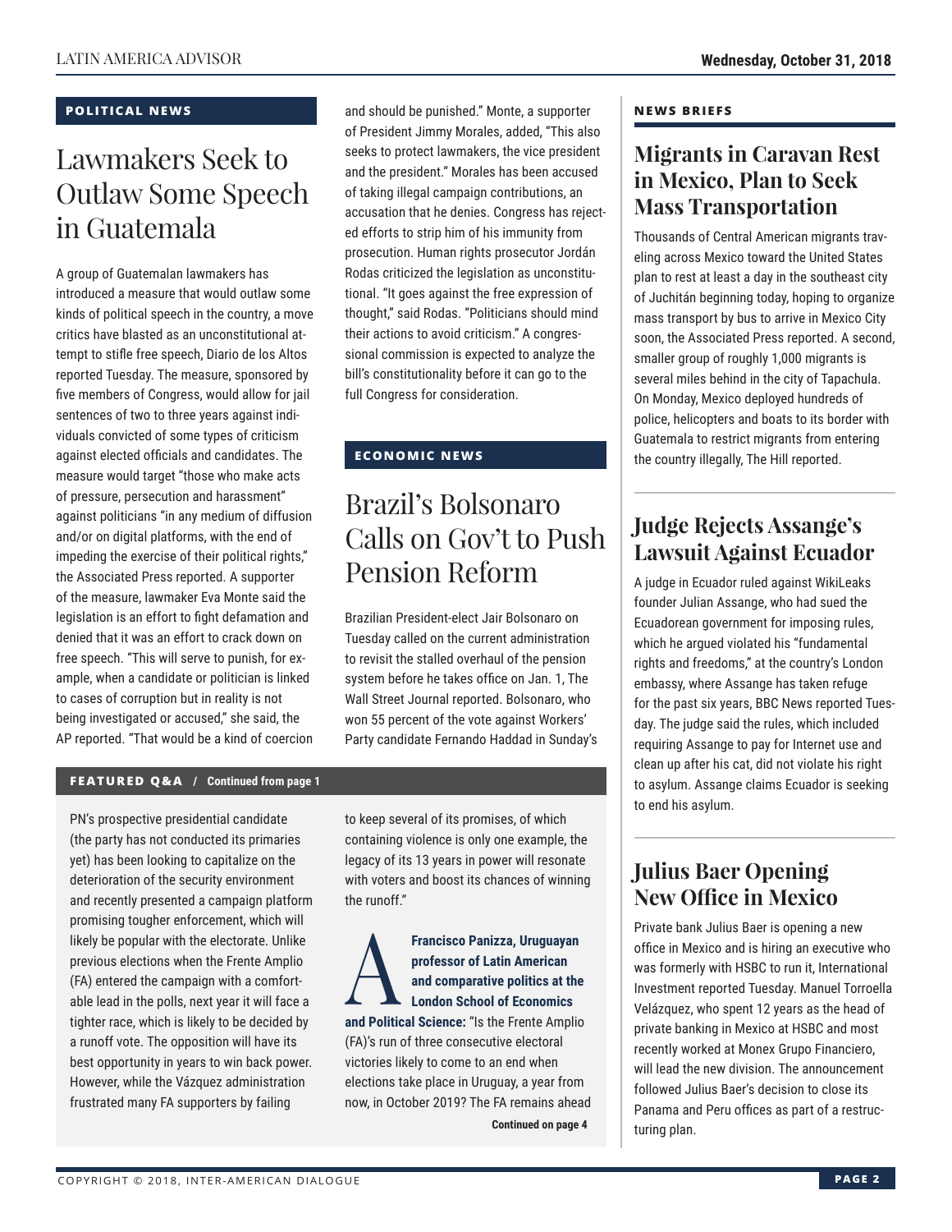## POLITICAL NEWS

# Lawmakers Seek to Outlaw Some Speech in Guatemala

A group of Guatemalan lawmakers has introduced a measure that would outlaw some kinds of political speech in the country, a move critics have blasted as an unconstitutional attempt to stifle free speech, Diario de los Altos reported Tuesday. The measure, sponsored by five members of Congress, would allow for jail sentences of two to three years against individuals convicted of some types of criticism against elected officials and candidates. The measure would target "those who make acts of pressure, persecution and harassment" against politicians "in any medium of diffusion and/or on digital platforms, with the end of impeding the exercise of their political rights," the Associated Press reported. A supporter of the measure, lawmaker Eva Monte said the legislation is an effort to fight defamation and denied that it was an effort to crack down on free speech. "This will serve to punish, for example, when a candidate or politician is linked to cases of corruption but in reality is not being investigated or accused," she said, the AP reported. "That would be a kind of coercion and should be punished." Monte, a supporter of President Jimmy Morales, added, "This also seeks to protect lawmakers, the vice president and the president." Morales has been accused of taking illegal campaign contributions, an accusation that he denies. Congress has rejected efforts to strip him of his immunity from prosecution. Human rights prosecutor Jordán Rodas criticized the legislation as unconstitutional. "It goes against the free expression of thought," said Rodas. "Politicians should mind their actions to avoid criticism." A congressional commission is expected to analyze the bill's constitutionality before it can go to the full Congress for consideration.

## ECONOMIC NEWS

# Brazil's Bolsonaro Calls on Gov't to Push Pension Reform

Brazilian President-elect Jair Bolsonaro on Tuesday called on the current administration to revisit the stalled overhaul of the pension system before he takes office on Jan. 1, The Wall Street Journal reported. Bolsonaro, who won 55 percent of the vote against Workers' Party candidate Fernando Haddad in Sunday's

## NEWS BRIEFS

### Migrants in Caravan Rest in Mexico, Plan to Seek Mass Transportation

Thousands of Central American migrants traveling across Mexico toward the United States plan to rest at least a day in the southeast city of Juchitán beginning today, hoping to organize mass transport by bus to arrive in Mexico City soon, the Associated Press reported. A second, smaller group of roughly 1,000 migrants is several miles behind in the city of Tapachula. On Monday, Mexico deployed hundreds of police, helicopters and boats to its border with Guatemala to restrict migrants from entering the country illegally, The Hill reported.

### Judge Rejects Assange's Lawsuit Against Ecuador

A judge in Ecuador ruled against WikiLeaks founder Julian Assange, who had sued the Ecuadorean government for imposing rules, which he argued violated his "fundamental rights and freedoms," at the country's London embassy, where Assange has taken refuge for the past six years, BBC News reported Tuesday. The judge said the rules, which included requiring Assange to pay for Internet use and clean up after his cat, did not violate his right to asylum. Assange claims Ecuador is seeking to end his asylum.

### Julius Baer Opening New Office in Mexico

Private bank Julius Baer is opening a new office in Mexico and is hiring an executive who was formerly with HSBC to run it, International Investment reported Tuesday. Manuel Torroella Velázquez, who spent 12 years as the head of private banking in Mexico at HSBC and most recently worked at Monex Grupo Financiero, will lead the new division. The announcement followed Julius Baer's decision to close its Panama and Peru offices as part of a restructuring plan.

**FEATURED Q&A / Continued from page 1**

PN's prospective presidential candidate (the party has not conducted its primaries yet) has been looking to capitalize on the deterioration of the security environment and recently presented a campaign platform promising tougher enforcement, which will likely be popular with the electorate. Unlike previous elections when the Frente Amplio (FA) entered the campaign with a comfortable lead in the polls, next year it will face a tighter race, which is likely to be decided by a runoff vote. The opposition will have its best opportunity in years to win back power. However, while the Vázquez administration frustrated many FA supporters by failing to keep several of its promises, of which containing violence is only one example, the legacy of its 13 years in power will resonate with voters and boost its chances of winning the runoff."

**A Francisco Panizza, Uruguayan professor of Latin American and comparative politics at the London School of Economics and Political Science:** "Is the Frente Amplio (FA)'s run of three consecutive electoral victories likely to come to an end when elections take place in Uruguay, a year from now, in October 2019? The FA remains ahead

**Continued on page 4**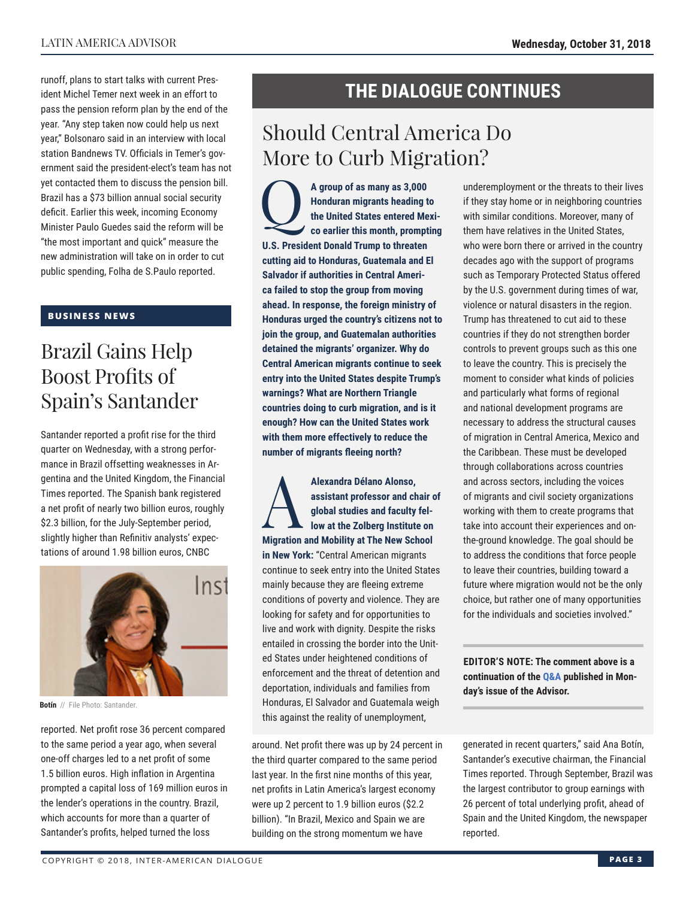runoff, plans to start talks with current President Michel Temer next week in an effort to pass the pension reform plan by the end of the year. "Any step taken now could help us next year," Bolsonaro said in an interview with local station Bandnews TV. Officials in Temer's government said the president-elect's team has not yet contacted them to discuss the pension bill. Brazil has a $73 billion annual social security deficit. Earlier this week, incoming Economy Minister Paulo Guedes said the reform will be "the most important and quick" measure the new administration will take on in order to cut public spending, Folha de S.Paulo reported.

**BUSINESS NEWS**

## Brazil Gains Help Boost Profits of Spain's Santander

Santander reported a profit rise for the third quarter on Wednesday, with a strong performance in Brazil offsetting weaknesses in Argentina and the United Kingdom, the Financial Times reported. The Spanish bank registered a net profit of nearly two billion euros, roughly $2.3 billion, for the July-September period, slightly higher than Refinitiv analysts' expectations of around 1.98 billion euros, CNBC reported. Net profit rose 36 percent compared to the same period a year ago, when several one-off charges led to a net profit of some 1.5 billion euros. High inflation in Argentina prompted a capital loss of 169 million euros in the lender's operations in the country. Brazil, which accounts for more than a quarter of Santander's profits, helped turned the loss around. Net profit there was up by 24 percent in the third quarter compared to the same period last year. In the first nine months of this year, net profits in Latin America's largest economy were up 2 percent to 1.9 billion euros ($2.2 billion). "In Brazil, Mexico and Spain we are building on the strong momentum we have generated in recent quarters," said Ana Botín, Santander's executive chairman, the Financial Times reported. Through September, Brazil was the largest contributor to group earnings with 26 percent of total underlying profit, ahead of Spain and the United Kingdom, the newspaper reported.

Botín // File Photo: Santander.

# THE DIALOGUE CONTINUES

## Should Central America Do More to Curb Migration?

**Q: A group of as many as 3,000 Honduran migrants heading to the United States entered Mexico earlier this month, prompting U.S. President Donald Trump to threaten cutting aid to Honduras, Guatemala and El Salvador if authorities in Central America failed to stop the group from moving ahead. In response, the foreign ministry of Honduras urged the country's citizens not to join the group, and Guatemalan authorities detained the migrants' organizer. Why do Central American migrants continue to seek entry into the United States despite Trump's warnings? What are Northern Triangle countries doing to curb migration, and is it enough? How can the United States work with them more effectively to reduce the number of migrants fleeing north?**

**A: Alexandra Délano Alonso, assistant professor and chair of global studies and faculty fellow at the Zolberg Institute on Migration and Mobility at The New School in New York:** "Central American migrants continue to seek entry into the United States mainly because they are fleeing extreme conditions of poverty and violence. They are looking for safety and for opportunities to live and work with dignity. Despite the risks entailed in crossing the border into the United States under heightened conditions of enforcement and the threat of detention and deportation, individuals and families from Honduras, El Salvador and Guatemala weigh this against the reality of unemployment, underemployment or the threats to their lives if they stay home or in neighboring countries with similar conditions. Moreover, many of them have relatives in the United States, who were born there or arrived in the country decades ago with the support of programs such as Temporary Protected Status offered by the U.S. government during times of war, violence or natural disasters in the region. Trump has threatened to cut aid to these countries if they do not strengthen border controls to prevent groups such as this one to leave the country. This is precisely the moment to consider what kinds of policies and particularly what forms of regional and national development programs are necessary to address the structural causes of migration in Central America, Mexico and the Caribbean. These must be developed through collaborations across countries and across sectors, including the voices of migrants and civil society organizations working with them to create programs that take into account their experiences and on-the-ground knowledge. The goal should be to address the conditions that force people to leave their countries, building toward a future where migration would not be the only choice, but rather one of many opportunities for the individuals and societies involved."

**EDITOR'S NOTE: The comment above is a continuation of the Q&A published in Monday's issue of the Advisor.**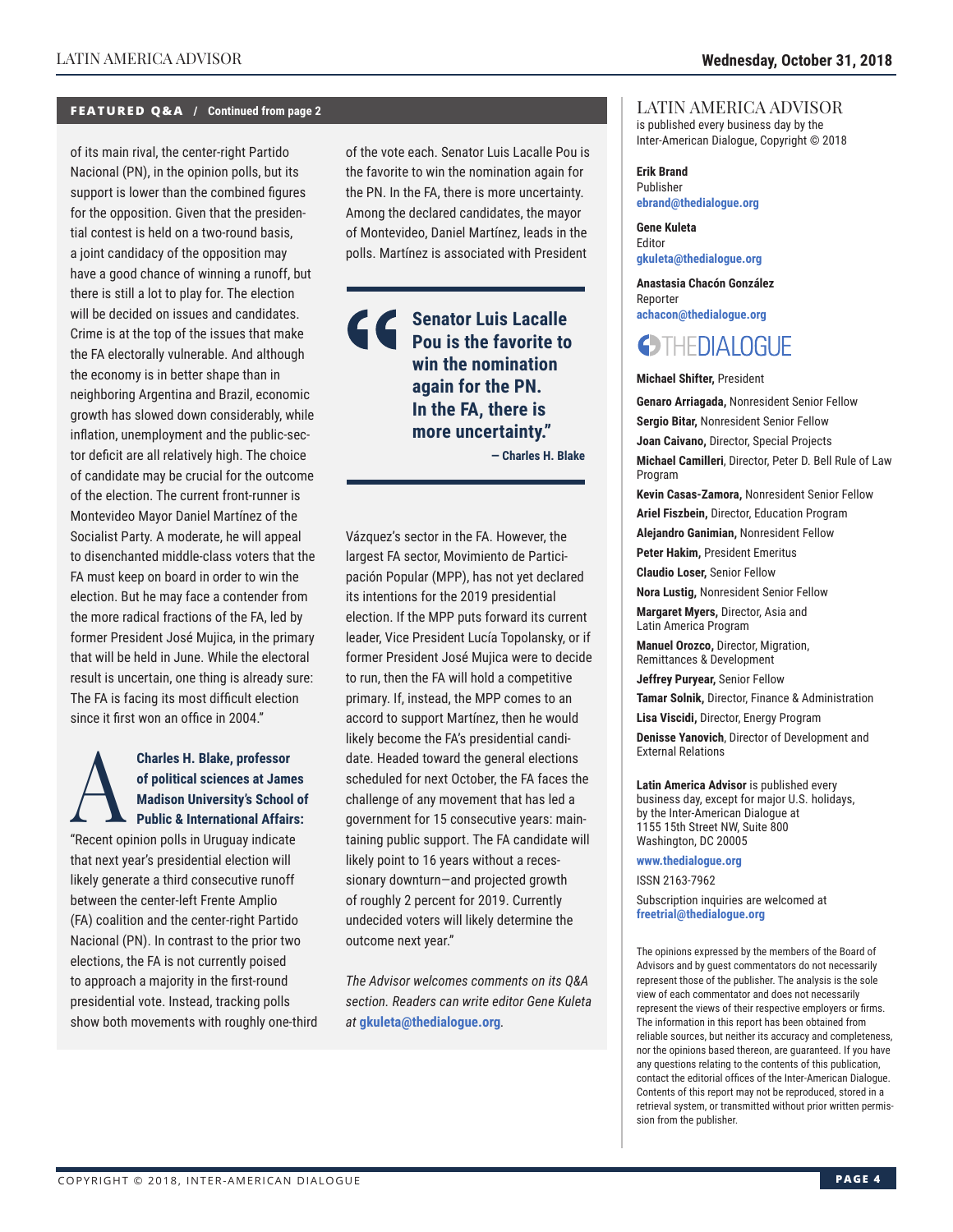**FEATURED Q&A / Continued from page 2**

of its main rival, the center-right Partido Nacional (PN), in the opinion polls, but its support is lower than the combined figures for the opposition. Given that the presidential contest is held on a two-round basis, a joint candidacy of the opposition may have a good chance of winning a runoff, but there is still a lot to play for. The election will be decided on issues and candidates. Crime is at the top of the issues that make the FA electorally vulnerable. And although the economy is in better shape than in neighboring Argentina and Brazil, economic growth has slowed down considerably, while inflation, unemployment and the public-sector deficit are all relatively high. The choice of candidate may be crucial for the outcome of the election. The current front-runner is Montevideo Mayor Daniel Martínez of the Socialist Party. A moderate, he will appeal to disenchanted middle-class voters that the FA must keep on board in order to win the election. But he may face a contender from the more radical fractions of the FA, led by former President José Mujica, in the primary that will be held in June. While the electoral result is uncertain, one thing is already sure: The FA is facing its most difficult election since it first won an office in 2004."

**A** **Charles H. Blake, professor of political sciences at James Madison University's School of Public & International Affairs:** "Recent opinion polls in Uruguay indicate that next year's presidential election will likely generate a third consecutive runoff between the center-left Frente Amplio (FA) coalition and the center-right Partido Nacional (PN). In contrast to the prior two elections, the FA is not currently poised to approach a majority in the first-round presidential vote. Instead, tracking polls show both movements with roughly one-third of the vote each. Senator Luis Lacalle Pou is the favorite to win the nomination again for the PN. In the FA, there is more uncertainty. Among the declared candidates, the mayor of Montevideo, Daniel Martínez, leads in the polls. Martínez is associated with President Vázquez's sector in the FA. However, the largest FA sector, Movimiento de Participación Popular (MPP), has not yet declared its intentions for the 2019 presidential election. If the MPP puts forward its current leader, Vice President Lucía Topolansky, or if former President José Mujica were to decide to run, then the FA will hold a competitive primary. If, instead, the MPP comes to an accord to support Martínez, then he would likely become the FA's presidential candidate. Headed toward the general elections scheduled for next October, the FA faces the challenge of any movement that has led a government for 15 consecutive years: maintaining public support. The FA candidate will likely point to 16 years without a recessionary downturn—and projected growth of roughly 2 percent for 2019. Currently undecided voters will likely determine the outcome next year."

> **"Senator Luis Lacalle Pou is the favorite to win the nomination again for the PN. In the FA, there is more uncertainty."**
> — Charles H. Blake

*The Advisor welcomes comments on its Q&A section. Readers can write editor Gene Kuleta at* **gkuleta@thedialogue.org**.

---

LATIN AMERICA ADVISOR
is published every business day by the Inter-American Dialogue, Copyright © 2018

**Erik Brand**
Publisher
**ebrand@thedialogue.org**

**Gene Kuleta**
Editor
**gkuleta@thedialogue.org**

**Anastasia Chacón González**
Reporter
**achacon@thedialogue.org**

THEDIALOGUE

**Michael Shifter,** President
**Genaro Arriagada,** Nonresident Senior Fellow
**Sergio Bitar,** Nonresident Senior Fellow
**Joan Caivano,** Director, Special Projects
**Michael Camilleri**, Director, Peter D. Bell Rule of Law Program
**Kevin Casas-Zamora,** Nonresident Senior Fellow
**Ariel Fiszbein,** Director, Education Program
**Alejandro Ganimian,** Nonresident Fellow
**Peter Hakim,** President Emeritus
**Claudio Loser,** Senior Fellow
**Nora Lustig,** Nonresident Senior Fellow
**Margaret Myers,** Director, Asia and Latin America Program
**Manuel Orozco,** Director, Migration, Remittances & Development
**Jeffrey Puryear,** Senior Fellow
**Tamar Solnik,** Director, Finance & Administration
**Lisa Viscidi,** Director, Energy Program
**Denisse Yanovich**, Director of Development and External Relations

**Latin America Advisor** is published every business day, except for major U.S. holidays, by the Inter-American Dialogue at
1155 15th Street NW, Suite 800
Washington, DC 20005

**www.thedialogue.org**

ISSN 2163-7962

Subscription inquiries are welcomed at **freetrial@thedialogue.org**

The opinions expressed by the members of the Board of Advisors and by guest commentators do not necessarily represent those of the publisher. The analysis is the sole view of each commentator and does not necessarily represent the views of their respective employers or firms. The information in this report has been obtained from reliable sources, but neither its accuracy and completeness, nor the opinions based thereon, are guaranteed. If you have any questions relating to the contents of this publication, contact the editorial offices of the Inter-American Dialogue. Contents of this report may not be reproduced, stored in a retrieval system, or transmitted without prior written permission from the publisher.